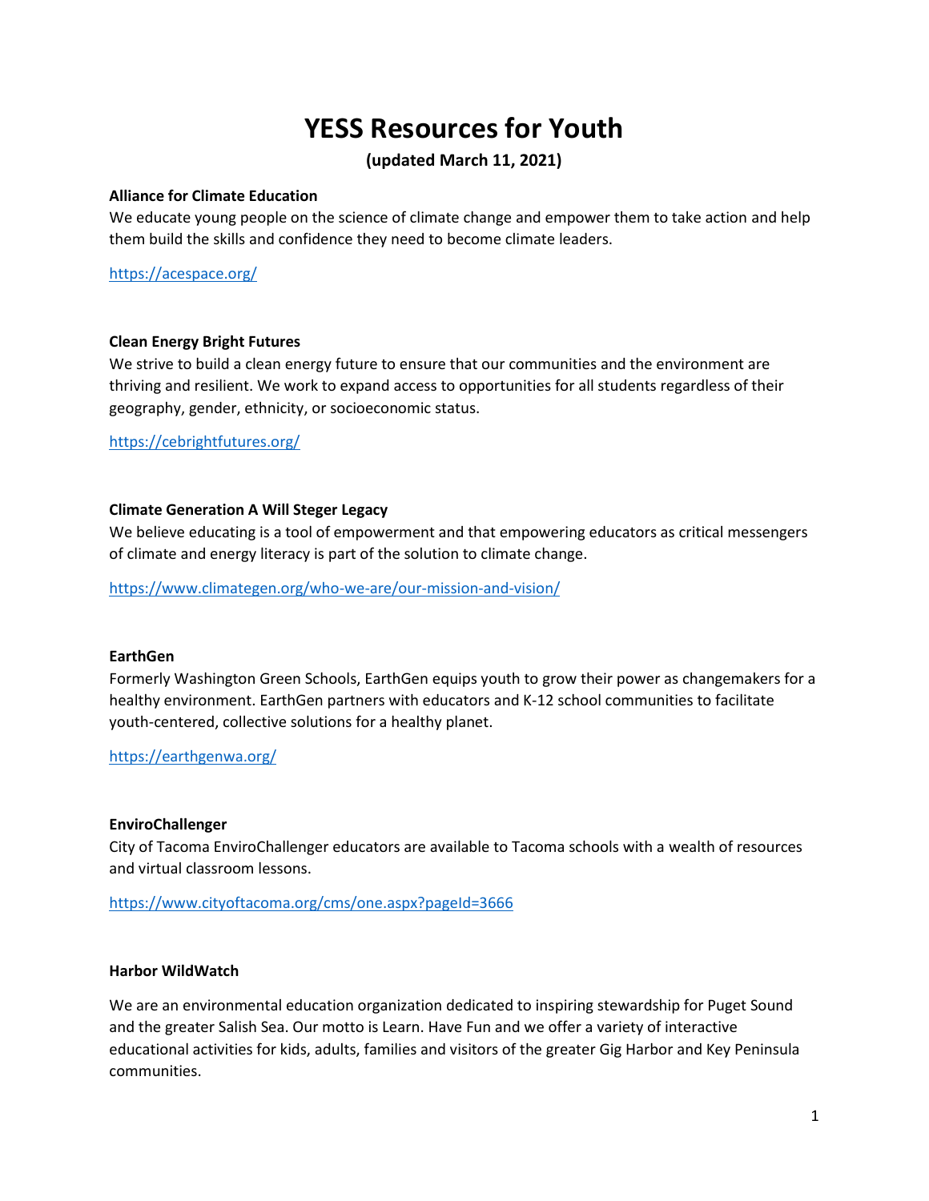# YESS Resources for Youth

**(updated March 11, 2021)**

**Alliance for Climate Education**

We educate young people on the science of climate change and empower them to take action and help them build the skills and confidence they need to become climate leaders.

https://acespace.org/

**Clean Energy Bright Futures**

We strive to build a clean energy future to ensure that our communities and the environment are thriving and resilient. We work to expand access to opportunities for all students regardless of their geography, gender, ethnicity, or socioeconomic status.

https://cebrightfutures.org/

**Climate Generation A Will Steger Legacy**

We believe educating is a tool of empowerment and that empowering educators as critical messengers of climate and energy literacy is part of the solution to climate change.

https://www.climategen.org/who-we-are/our-mission-and-vision/

**EarthGen**

Formerly Washington Green Schools, EarthGen equips youth to grow their power as changemakers for a healthy environment. EarthGen partners with educators and K-12 school communities to facilitate youth-centered, collective solutions for a healthy planet.

https://earthgenwa.org/

**EnviroChallenger**

City of Tacoma EnviroChallenger educators are available to Tacoma schools with a wealth of resources and virtual classroom lessons.

https://www.cityoftacoma.org/cms/one.aspx?pageId=3666

**Harbor WildWatch**

We are an environmental education organization dedicated to inspiring stewardship for Puget Sound and the greater Salish Sea. Our motto is Learn. Have Fun and we offer a variety of interactive educational activities for kids, adults, families and visitors of the greater Gig Harbor and Key Peninsula communities.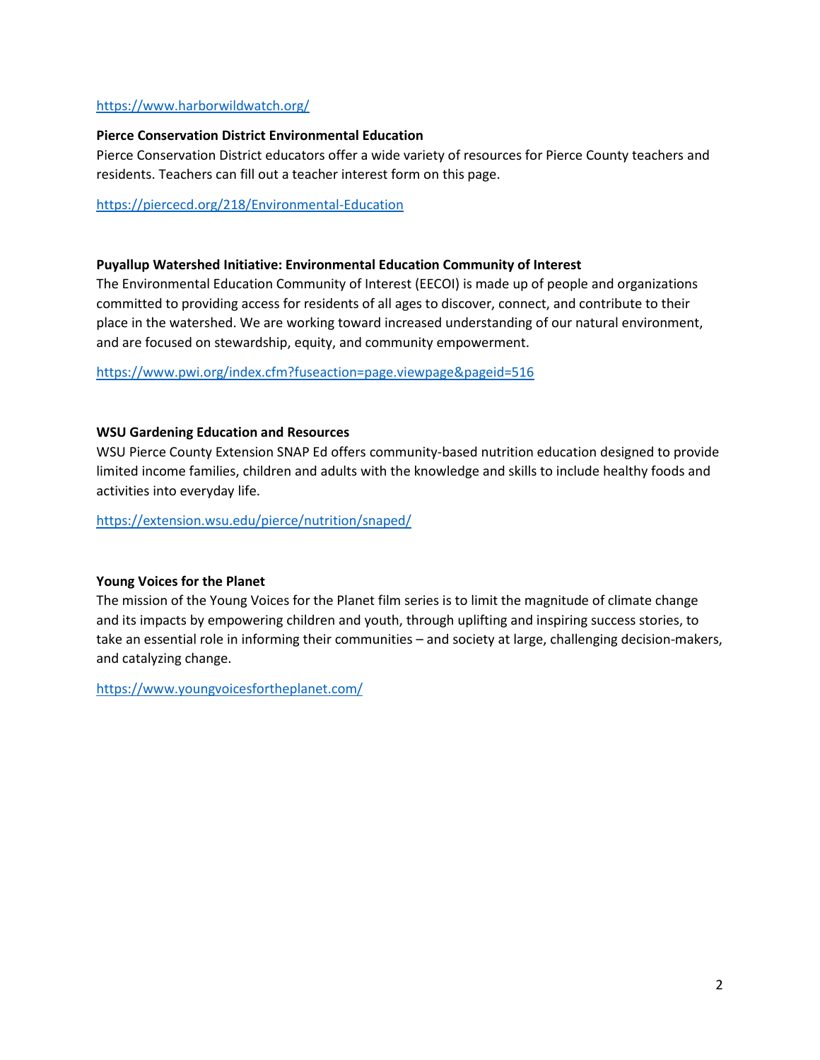https://www.harborwildwatch.org/

**Pierce Conservation District Environmental Education**

Pierce Conservation District educators offer a wide variety of resources for Pierce County teachers and residents. Teachers can fill out a teacher interest form on this page.

https://piercecd.org/218/Environmental-Education

**Puyallup Watershed Initiative: Environmental Education Community of Interest**

The Environmental Education Community of Interest (EECOI) is made up of people and organizations committed to providing access for residents of all ages to discover, connect, and contribute to their place in the watershed. We are working toward increased understanding of our natural environment, and are focused on stewardship, equity, and community empowerment.

https://www.pwi.org/index.cfm?fuseaction=page.viewpage&pageid=516

**WSU Gardening Education and Resources**

WSU Pierce County Extension SNAP Ed offers community-based nutrition education designed to provide limited income families, children and adults with the knowledge and skills to include healthy foods and activities into everyday life.

https://extension.wsu.edu/pierce/nutrition/snaped/

**Young Voices for the Planet**

The mission of the Young Voices for the Planet film series is to limit the magnitude of climate change and its impacts by empowering children and youth, through uplifting and inspiring success stories, to take an essential role in informing their communities – and society at large, challenging decision-makers, and catalyzing change.

https://www.youngvoicesfortheplanet.com/